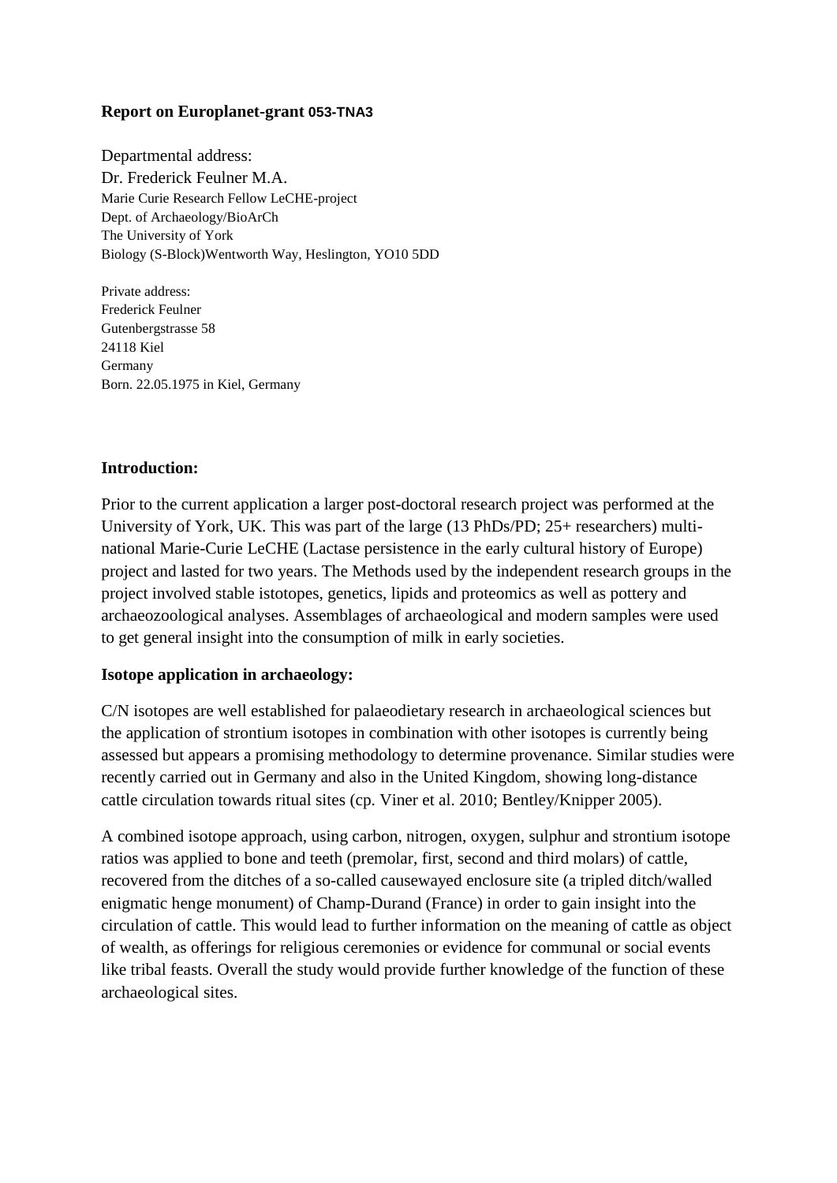**Report on Europlanet-grant 053-TNA3**

Departmental address:
Dr. Frederick Feulner M.A.
Marie Curie Research Fellow LeCHE-project
Dept. of Archaeology/BioArCh
The University of York
Biology (S-Block)Wentworth Way, Heslington, YO10 5DD

Private address:
Frederick Feulner
Gutenbergstrasse 58
24118 Kiel
Germany
Born. 22.05.1975 in Kiel, Germany

**Introduction:**

Prior to the current application a larger post-doctoral research project was performed at the University of York, UK. This was part of the large (13 PhDs/PD; 25+ researchers) multi-national Marie-Curie LeCHE (Lactase persistence in the early cultural history of Europe) project and lasted for two years. The Methods used by the independent research groups in the project involved stable istotopes, genetics, lipids and proteomics as well as pottery and archaeozoological analyses. Assemblages of archaeological and modern samples were used to get general insight into the consumption of milk in early societies.

**Isotope application in archaeology:**

C/N isotopes are well established for palaeodietary research in archaeological sciences but the application of strontium isotopes in combination with other isotopes is currently being assessed but appears a promising methodology to determine provenance. Similar studies were recently carried out in Germany and also in the United Kingdom, showing long-distance cattle circulation towards ritual sites (cp. Viner et al. 2010; Bentley/Knipper 2005).

A combined isotope approach, using carbon, nitrogen, oxygen, sulphur and strontium isotope ratios was applied to bone and teeth (premolar, first, second and third molars) of cattle, recovered from the ditches of a so-called causewayed enclosure site (a tripled ditch/walled enigmatic henge monument) of Champ-Durand (France) in order to gain insight into the circulation of cattle. This would lead to further information on the meaning of cattle as object of wealth, as offerings for religious ceremonies or evidence for communal or social events like tribal feasts. Overall the study would provide further knowledge of the function of these archaeological sites.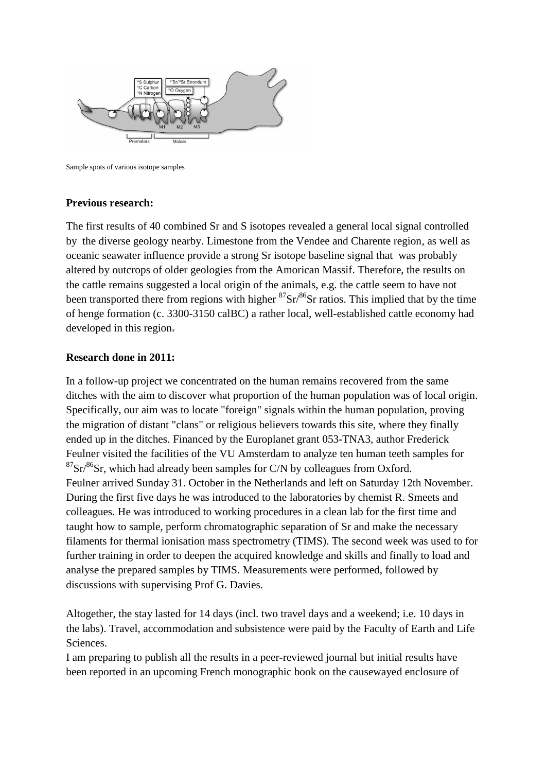Sample spots of various isotope samples

**Previous research:**

The first results of 40 combined Sr and S isotopes revealed a general local signal controlled by the diverse geology nearby. Limestone from the Vendee and Charente region, as well as oceanic seawater influence provide a strong Sr isotope baseline signal that was probably altered by outcrops of older geologies from the Amorican Massif. Therefore, the results on the cattle remains suggested a local origin of the animals, e.g. the cattle seem to have not been transported there from regions with higher $^{87}Sr/^{86}Sr$ ratios. This implied that by the time of henge formation (c. 3300-3150 calBC) a rather local, well-established cattle economy had developed in this region.

**Research done in 2011:**

In a follow-up project we concentrated on the human remains recovered from the same ditches with the aim to discover what proportion of the human population was of local origin. Specifically, our aim was to locate "foreign" signals within the human population, proving the migration of distant "clans" or religious believers towards this site, where they finally ended up in the ditches. Financed by the Europlanet grant 053-TNA3, author Frederick Feulner visited the facilities of the VU Amsterdam to analyze ten human teeth samples for $^{87}Sr/^{86}Sr$, which had already been samples for C/N by colleagues from Oxford.
Feulner arrived Sunday 31. October in the Netherlands and left on Saturday 12th November. During the first five days he was introduced to the laboratories by chemist R. Smeets and colleagues. He was introduced to working procedures in a clean lab for the first time and taught how to sample, perform chromatographic separation of Sr and make the necessary filaments for thermal ionisation mass spectrometry (TIMS). The second week was used to for further training in order to deepen the acquired knowledge and skills and finally to load and analyse the prepared samples by TIMS. Measurements were performed, followed by discussions with supervising Prof G. Davies.

Altogether, the stay lasted for 14 days (incl. two travel days and a weekend; i.e. 10 days in the labs). Travel, accommodation and subsistence were paid by the Faculty of Earth and Life Sciences.
I am preparing to publish all the results in a peer-reviewed journal but initial results have been reported in an upcoming French monographic book on the causewayed enclosure of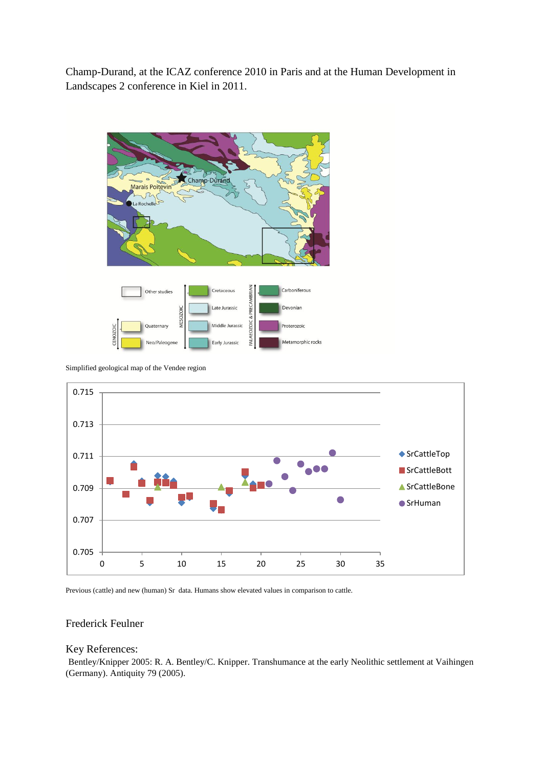Champ-Durand, at the ICAZ conference 2010 in Paris and at the Human Development in Landscapes 2 conference in Kiel in 2011.

Simplified geological map of the Vendee region

Previous (cattle) and new (human) Sr data. Humans show elevated values in comparison to cattle.

Frederick Feulner

Key References:

Bentley/Knipper 2005: R. A. Bentley/C. Knipper. Transhumance at the early Neolithic settlement at Vaihingen (Germany). Antiquity 79 (2005).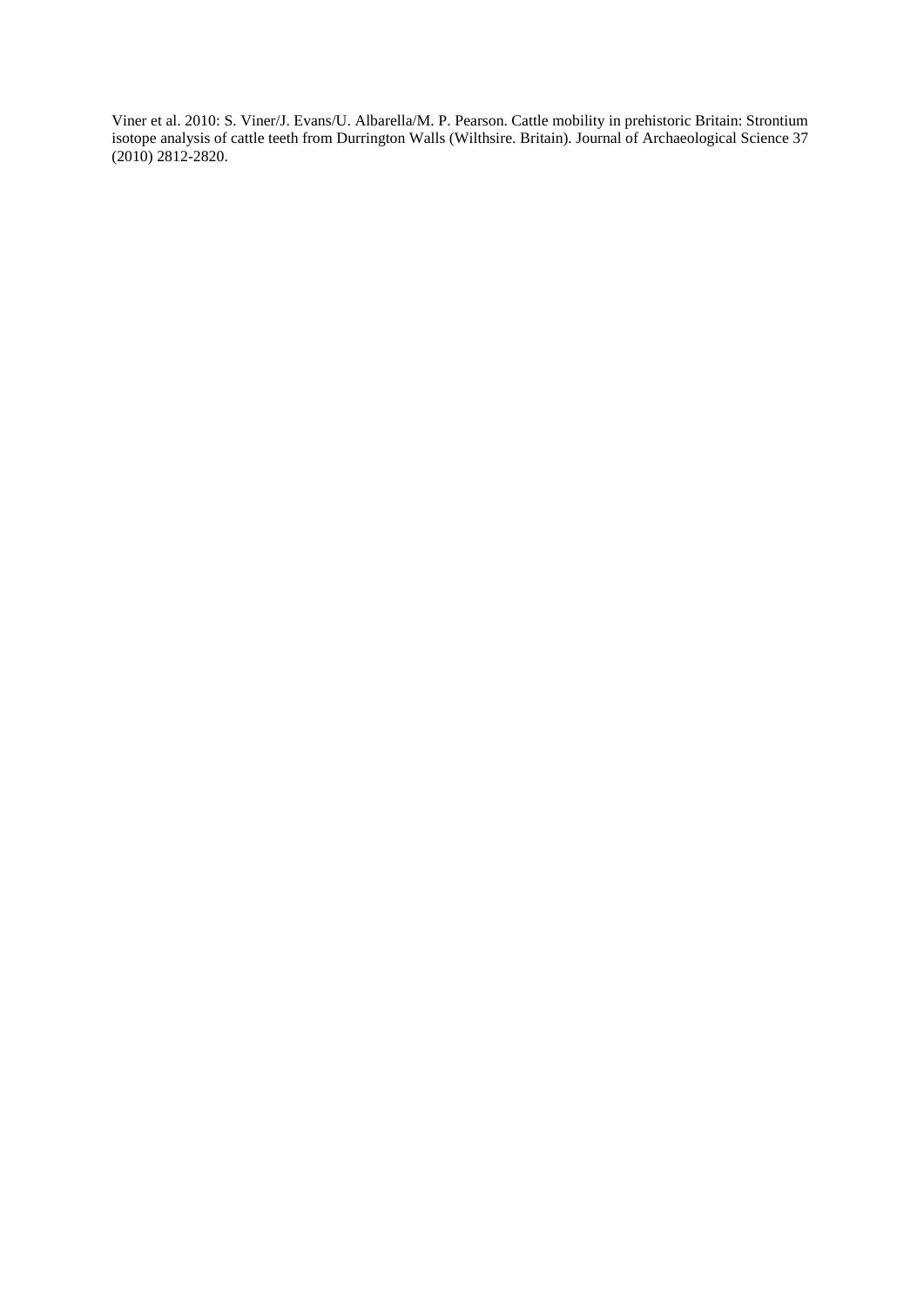Viner et al. 2010: S. Viner/J. Evans/U. Albarella/M. P. Pearson. Cattle mobility in prehistoric Britain: Strontium isotope analysis of cattle teeth from Durrington Walls (Wilthsire. Britain). Journal of Archaeological Science 37 (2010) 2812-2820.